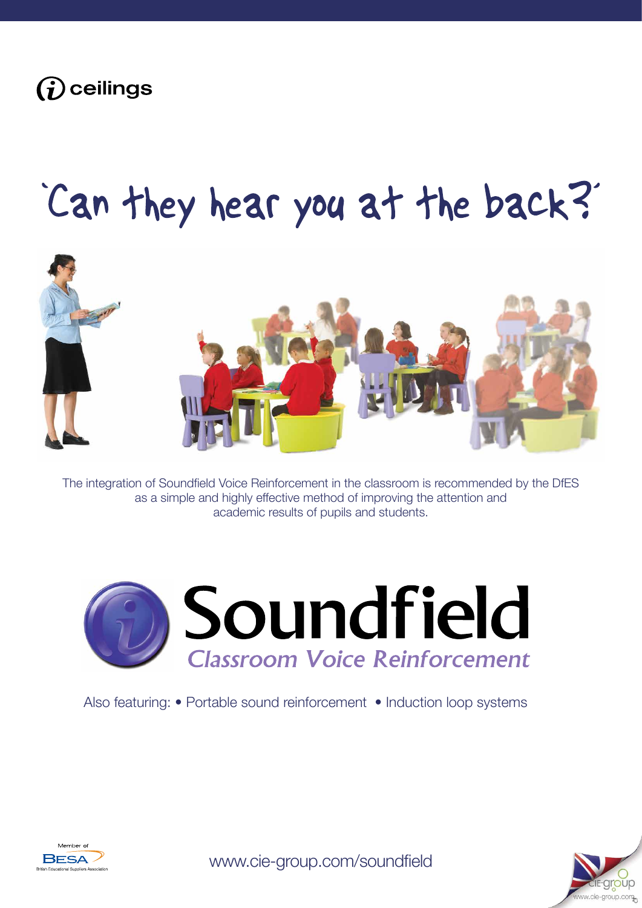i ceilings

# 'Can they hear you at the back?'

The integration of Soundfield Voice Reinforcement in the classroom is recommended by the DfES as a simple and highly effective method of improving the attention and academic results of pupils and students.

# Soundfield

*Classroom Voice Reinforcement*

Also featuring: • Portable sound reinforcement • Induction loop systems

Member of BESA British Educational Suppliers Association

www.cie-group.com/soundfield

cie-group www.cie-group.com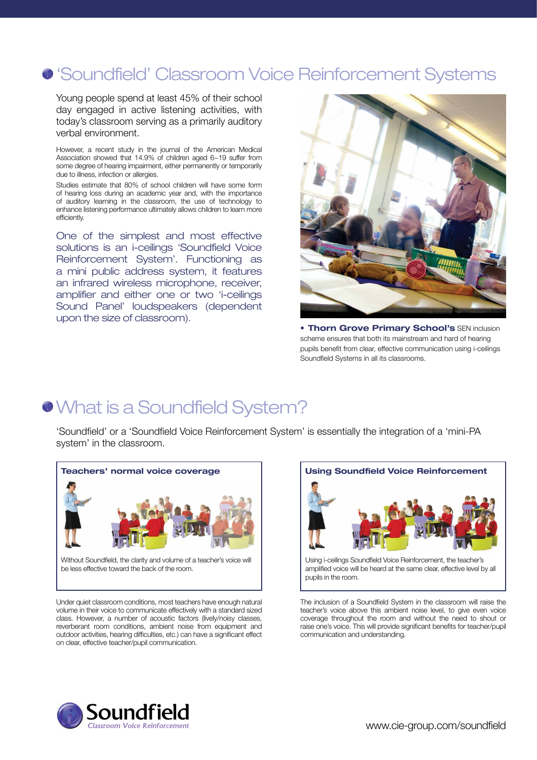# 'Soundfield' Classroom Voice Reinforcement Systems

Young people spend at least 45% of their school day engaged in active listening activities, with today's classroom serving as a primarily auditory verbal environment.

However, a recent study in the journal of the American Medical Association showed that 14.9% of children aged 6~19 suffer from some degree of hearing impairment, either permanently or temporarily due to illness, infection or allergies.

Studies estimate that 80% of school children will have some form of hearing loss during an academic year and, with the importance of auditory learning in the classroom, the use of technology to enhance listening performance ultimately allows children to learn more efficiently.

One of the simplest and most effective solutions is an i-ceilings 'Soundfield Voice Reinforcement System'. Functioning as a mini public address system, it features an infrared wireless microphone, receiver, amplifier and either one or two 'i-ceilings Sound Panel' loudspeakers (dependent upon the size of classroom).

• **Thorn Grove Primary School's** SEN inclusion scheme ensures that both its mainstream and hard of hearing pupils benefit from clear, effective communication using i-ceilings Soundfield Systems in all its classrooms.

# What is a Soundfield System?

'Soundfield' or a 'Soundfield Voice Reinforcement System' is essentially the integration of a 'mini-PA system' in the classroom.

**Teachers' normal voice coverage**

Without Soundfield, the clarity and volume of a teacher's voice will be less effective toward the back of the room.

**Using Soundfield Voice Reinforcement**

Using i-ceilings Soundfield Voice Reinforcement, the teacher's amplified voice will be heard at the same clear, effective level by all pupils in the room.

Under quiet classroom conditions, most teachers have enough natural volume in their voice to communicate effectively with a standard sized class. However, a number of acoustic factors (lively/noisy classes, reverberant room conditions, ambient noise from equipment and outdoor activities, hearing difficulties, etc.) can have a significant effect on clear, effective teacher/pupil communication.

The inclusion of a Soundfield System in the classroom will raise the teacher's voice above this ambient noise level, to give even voice coverage throughout the room and without the need to shout or raise one's voice. This will provide significant benefits for teacher/pupil communication and understanding.

Soundfield
*Classroom Voice Reinforcement*

www.cie-group.com/soundfield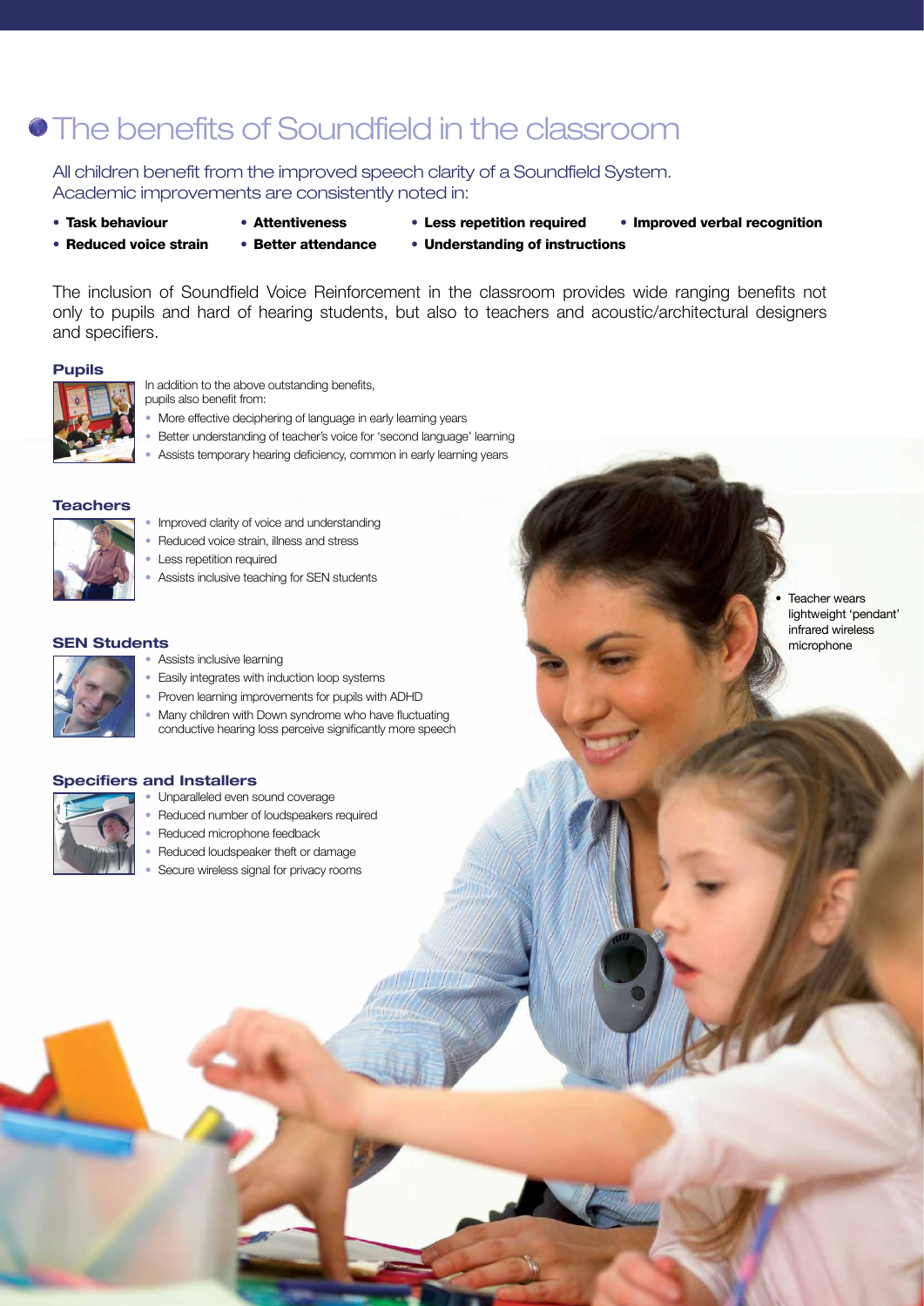# The benefits of Soundfield in the classroom

All children benefit from the improved speech clarity of a Soundfield System. Academic improvements are consistently noted in:

- **Task behaviour**
- **Attentiveness**
- **Less repetition required**
- **Improved verbal recognition**
- **Reduced voice strain**
- **Better attendance**
- **Understanding of instructions**

The inclusion of Soundfield Voice Reinforcement in the classroom provides wide ranging benefits not only to pupils and hard of hearing students, but also to teachers and acoustic/architectural designers and specifiers.

### Pupils

In addition to the above outstanding benefits, pupils also benefit from:

- More effective deciphering of language in early learning years
- Better understanding of teacher's voice for 'second language' learning
- Assists temporary hearing deficiency, common in early learning years

### Teachers

- Improved clarity of voice and understanding
- Reduced voice strain, illness and stress
- Less repetition required
- Assists inclusive teaching for SEN students

### SEN Students

- Assists inclusive learning
- Easily integrates with induction loop systems
- Proven learning improvements for pupils with ADHD
- Many children with Down syndrome who have fluctuating conductive hearing loss perceive significantly more speech

### Specifiers and Installers

- Unparalleled even sound coverage
- Reduced number of loudspeakers required
- Reduced microphone feedback
- Reduced loudspeaker theft or damage
- Secure wireless signal for privacy rooms

- Teacher wears lightweight 'pendant' infrared wireless microphone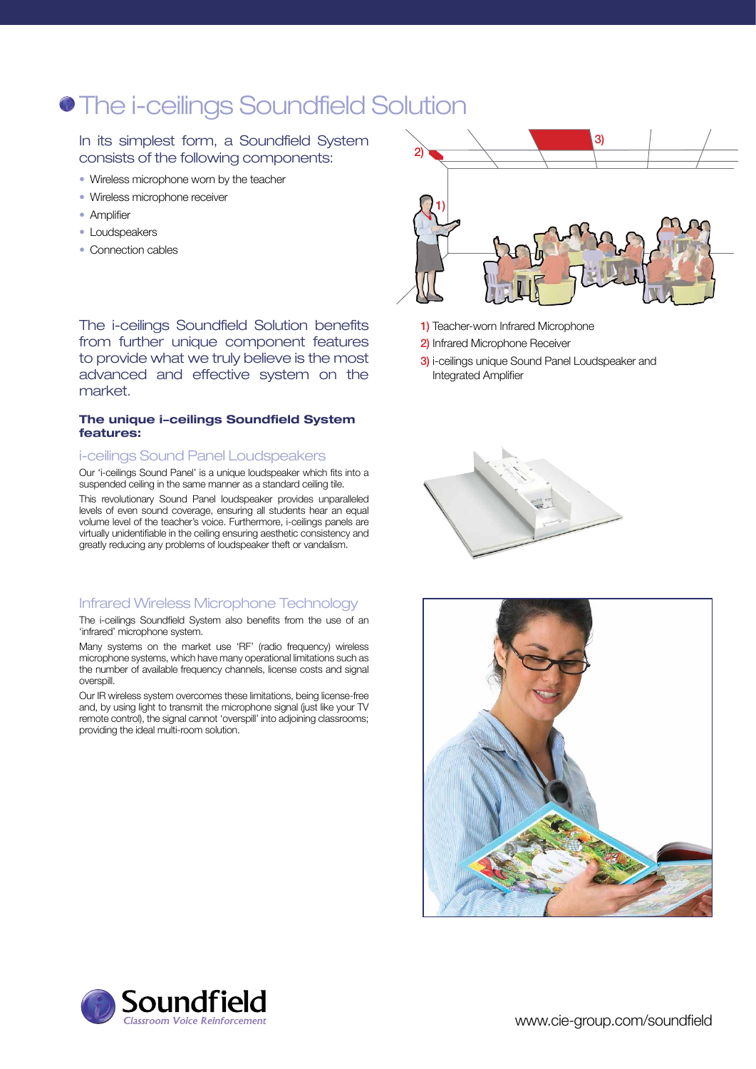# The i-ceilings Soundfield Solution

In its simplest form, a Soundfield System consists of the following components:

- Wireless microphone worn by the teacher
- Wireless microphone receiver
- Amplifier
- Loudspeakers
- Connection cables

1) Teacher-worn Infrared Microphone
2) Infrared Microphone Receiver
3) i-ceilings unique Sound Panel Loudspeaker and Integrated Amplifier

The i-ceilings Soundfield Solution benefits from further unique component features to provide what we truly believe is the most advanced and effective system on the market.

**The unique i-ceilings Soundfield System features:**

## i-ceilings Sound Panel Loudspeakers

Our 'i-ceilings Sound Panel' is a unique loudspeaker which fits into a suspended ceiling in the same manner as a standard ceiling tile.

This revolutionary Sound Panel loudspeaker provides unparalleled levels of even sound coverage, ensuring all students hear an equal volume level of the teacher's voice. Furthermore, i-ceilings panels are virtually unidentifiable in the ceiling ensuring aesthetic consistency and greatly reducing any problems of loudspeaker theft or vandalism.

## Infrared Wireless Microphone Technology

The i-ceilings Soundfield System also benefits from the use of an 'infrared' microphone system.

Many systems on the market use 'RF' (radio frequency) wireless microphone systems, which have many operational limitations such as the number of available frequency channels, license costs and signal overspill.

Our IR wireless system overcomes these limitations, being license-free and, by using light to transmit the microphone signal (just like your TV remote control), the signal cannot 'overspill' into adjoining classrooms; providing the ideal multi-room solution.

Soundfield
*Classroom Voice Reinforcement*

www.cie-group.com/soundfield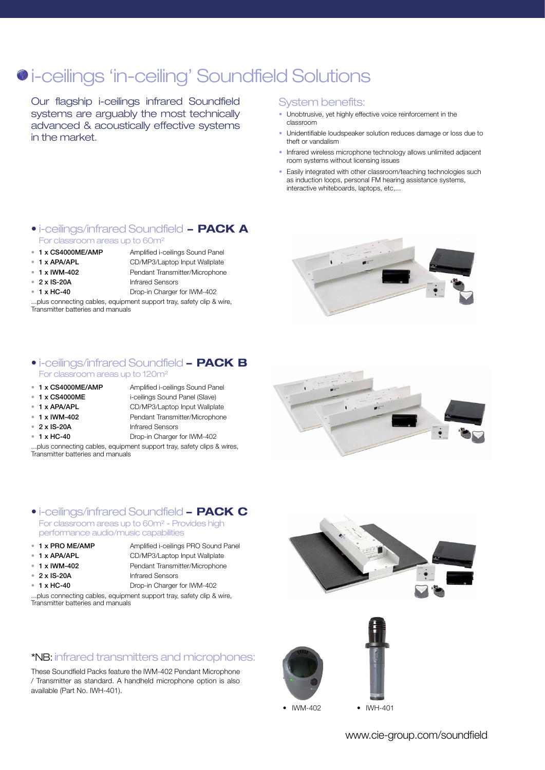# i-ceilings 'in-ceiling' Soundfield Solutions

Our flagship i-ceilings infrared Soundfield systems are arguably the most technically advanced & acoustically effective systems in the market.

## System benefits:

- Unobtrusive, yet highly effective voice reinforcement in the classroom
- Unidentifiable loudspeaker solution reduces damage or loss due to theft or vandalism
- Infrared wireless microphone technology allows unlimited adjacent room systems without licensing issues
- Easily integrated with other classroom/teaching technologies such as induction loops, personal FM hearing assistance systems, interactive whiteboards, laptops, etc,...

## i-ceilings/infrared Soundfield – PACK A

For classroom areas up to 60m²

- **1 x CS4000ME/AMP** Amplified i-ceilings Sound Panel
- **1 x APA/APL** CD/MP3/Laptop Input Wallplate
- **1 x IWM-402** Pendant Transmitter/Microphone
- **2 x IS-20A** Infrared Sensors
- **1 x HC-40** Drop-in Charger for IWM-402

...plus connecting cables, equipment support tray, safety clip & wire, Transmitter batteries and manuals

## i-ceilings/infrared Soundfield – PACK B

For classroom areas up to 120m²

- **1 x CS4000ME/AMP** Amplified i-ceilings Sound Panel
- **1 x CS4000ME** i-ceilings Sound Panel (Slave)
- **1 x APA/APL** CD/MP3/Laptop Input Wallplate
- **1 x IWM-402** Pendant Transmitter/Microphone
- **2 x IS-20A** Infrared Sensors
- **1 x HC-40** Drop-in Charger for IWM-402

...plus connecting cables, equipment support tray, safety clips & wires, Transmitter batteries and manuals

## i-ceilings/infrared Soundfield – PACK C

For classroom areas up to 60m² - Provides high performance audio/music capabilities

- **1 x PRO ME/AMP** Amplified i-ceilings PRO Sound Panel
- **1 x APA/APL** CD/MP3/Laptop Input Wallplate
- **1 x IWM-402** Pendant Transmitter/Microphone
- **2 x IS-20A** Infrared Sensors
- **1 x HC-40** Drop-in Charger for IWM-402

...plus connecting cables, equipment support tray, safety clip & wire, Transmitter batteries and manuals

## *NB: infrared transmitters and microphones:

These Soundfield Packs feature the IWM-402 Pendant Microphone / Transmitter as standard. A handheld microphone option is also available (Part No. IWH-401).

- IWM-402
- IWH-401

www.cie-group.com/soundfield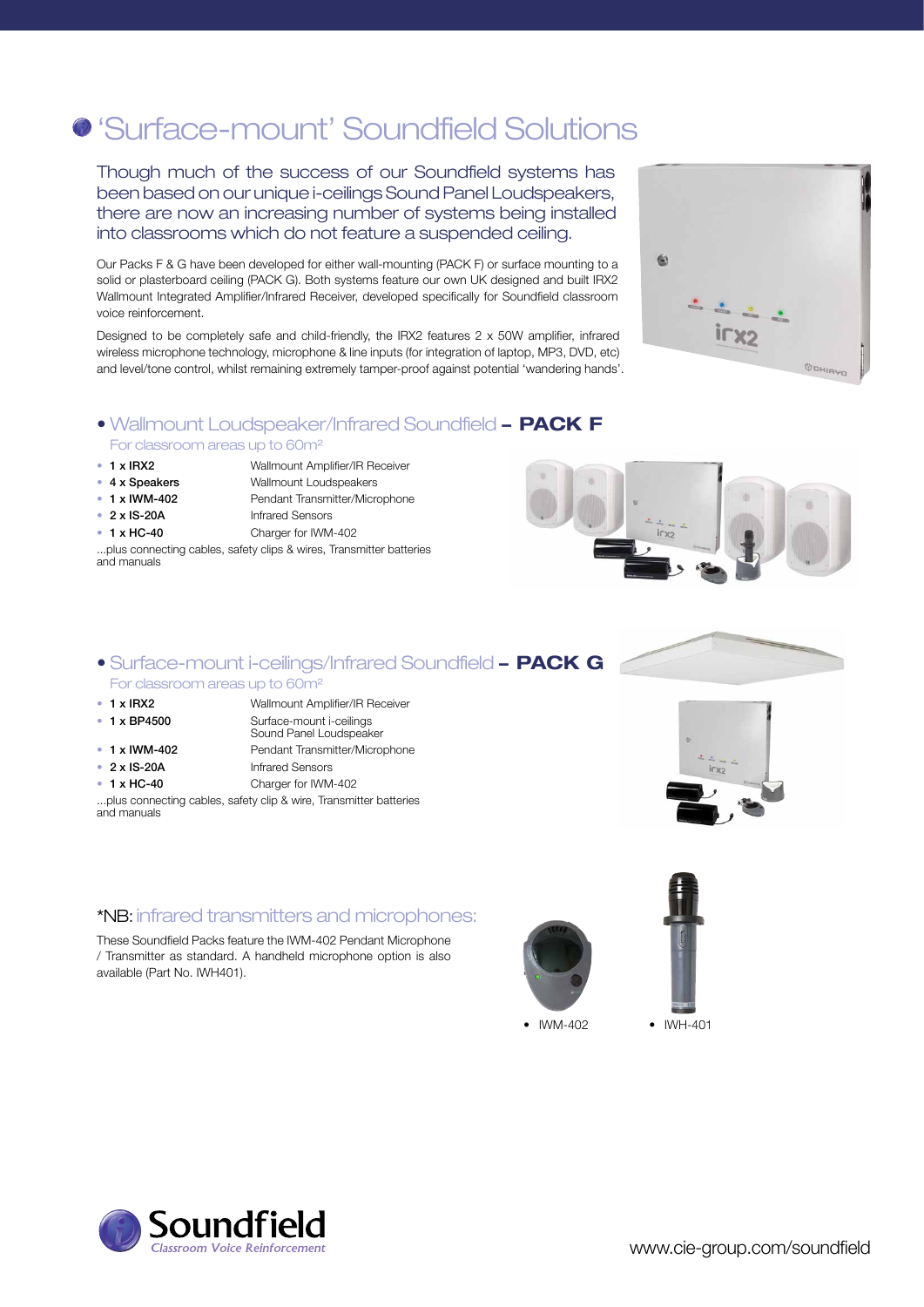# 'Surface-mount' Soundfield Solutions

Though much of the success of our Soundfield systems has been based on our unique i-ceilings Sound Panel Loudspeakers, there are now an increasing number of systems being installed into classrooms which do not feature a suspended ceiling.

Our Packs F & G have been developed for either wall-mounting (PACK F) or surface mounting to a solid or plasterboard ceiling (PACK G). Both systems feature our own UK designed and built IRX2 Wallmount Integrated Amplifier/Infrared Receiver, developed specifically for Soundfield classroom voice reinforcement.

Designed to be completely safe and child-friendly, the IRX2 features 2 x 50W amplifier, infrared wireless microphone technology, microphone & line inputs (for integration of laptop, MP3, DVD, etc) and level/tone control, whilst remaining extremely tamper-proof against potential 'wandering hands'.

## Wallmount Loudspeaker/Infrared Soundfield – PACK F

For classroom areas up to 60m²

- **1 x IRX2** Wallmount Amplifier/IR Receiver
- **4 x Speakers** Wallmount Loudspeakers
- **1 x IWM-402** Pendant Transmitter/Microphone
- **2 x IS-20A** Infrared Sensors
- **1 x HC-40** Charger for IWM-402

...plus connecting cables, safety clips & wires, Transmitter batteries and manuals

## Surface-mount i-ceilings/Infrared Soundfield – PACK G

For classroom areas up to 60m²

- **1 x IRX2** Wallmount Amplifier/IR Receiver
- **1 x BP4500** Surface-mount i-ceilings Sound Panel Loudspeaker
- **1 x IWM-402** Pendant Transmitter/Microphone
- **2 x IS-20A** Infrared Sensors
- **1 x HC-40** Charger for IWM-402

...plus connecting cables, safety clip & wire, Transmitter batteries and manuals

## *NB: infrared transmitters and microphones:

These Soundfield Packs feature the IWM-402 Pendant Microphone / Transmitter as standard. A handheld microphone option is also available (Part No. IWH401).

- IWM-402
- IWH-401

Soundfield
*Classroom Voice Reinforcement*

www.cie-group.com/soundfield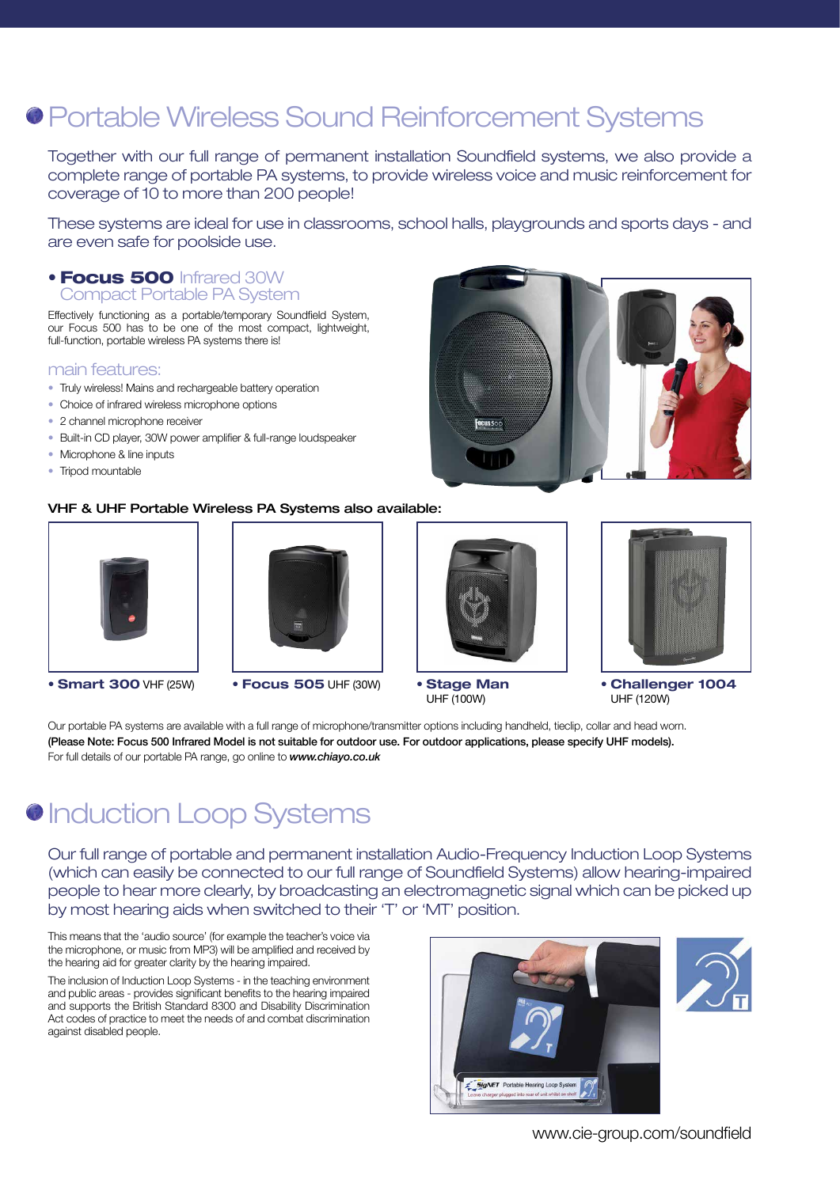# Portable Wireless Sound Reinforcement Systems

Together with our full range of permanent installation Soundfield systems, we also provide a complete range of portable PA systems, to provide wireless voice and music reinforcement for coverage of 10 to more than 200 people!

These systems are ideal for use in classrooms, school halls, playgrounds and sports days - and are even safe for poolside use.

## • **Focus 500** Infrared 30W Compact Portable PA System

Effectively functioning as a portable/temporary Soundfield System, our Focus 500 has to be one of the most compact, lightweight, full-function, portable wireless PA systems there is!

### main features:

- Truly wireless! Mains and rechargeable battery operation
- Choice of infrared wireless microphone options
- 2 channel microphone receiver
- Built-in CD player, 30W power amplifier & full-range loudspeaker
- Microphone & line inputs
- Tripod mountable

**VHF & UHF Portable Wireless PA Systems also available:**

- **Smart 300** VHF (25W)
- **Focus 505** UHF (30W)
- **Stage Man** UHF (100W)
- **Challenger 1004** UHF (120W)

Our portable PA systems are available with a full range of microphone/transmitter options including handheld, tieclip, collar and head worn.
**(Please Note: Focus 500 Infrared Model is not suitable for outdoor use. For outdoor applications, please specify UHF models).**
For full details of our portable PA range, go online to ***www.chiayo.co.uk***

# Induction Loop Systems

Our full range of portable and permanent installation Audio-Frequency Induction Loop Systems (which can easily be connected to our full range of Soundfield Systems) allow hearing-impaired people to hear more clearly, by broadcasting an electromagnetic signal which can be picked up by most hearing aids when switched to their 'T' or 'MT' position.

This means that the 'audio source' (for example the teacher's voice via the microphone, or music from MP3) will be amplified and received by the hearing aid for greater clarity by the hearing impaired.

The inclusion of Induction Loop Systems - in the teaching environment and public areas - provides significant benefits to the hearing impaired and supports the British Standard 8300 and Disability Discrimination Act codes of practice to meet the needs of and combat discrimination against disabled people.

www.cie-group.com/soundfield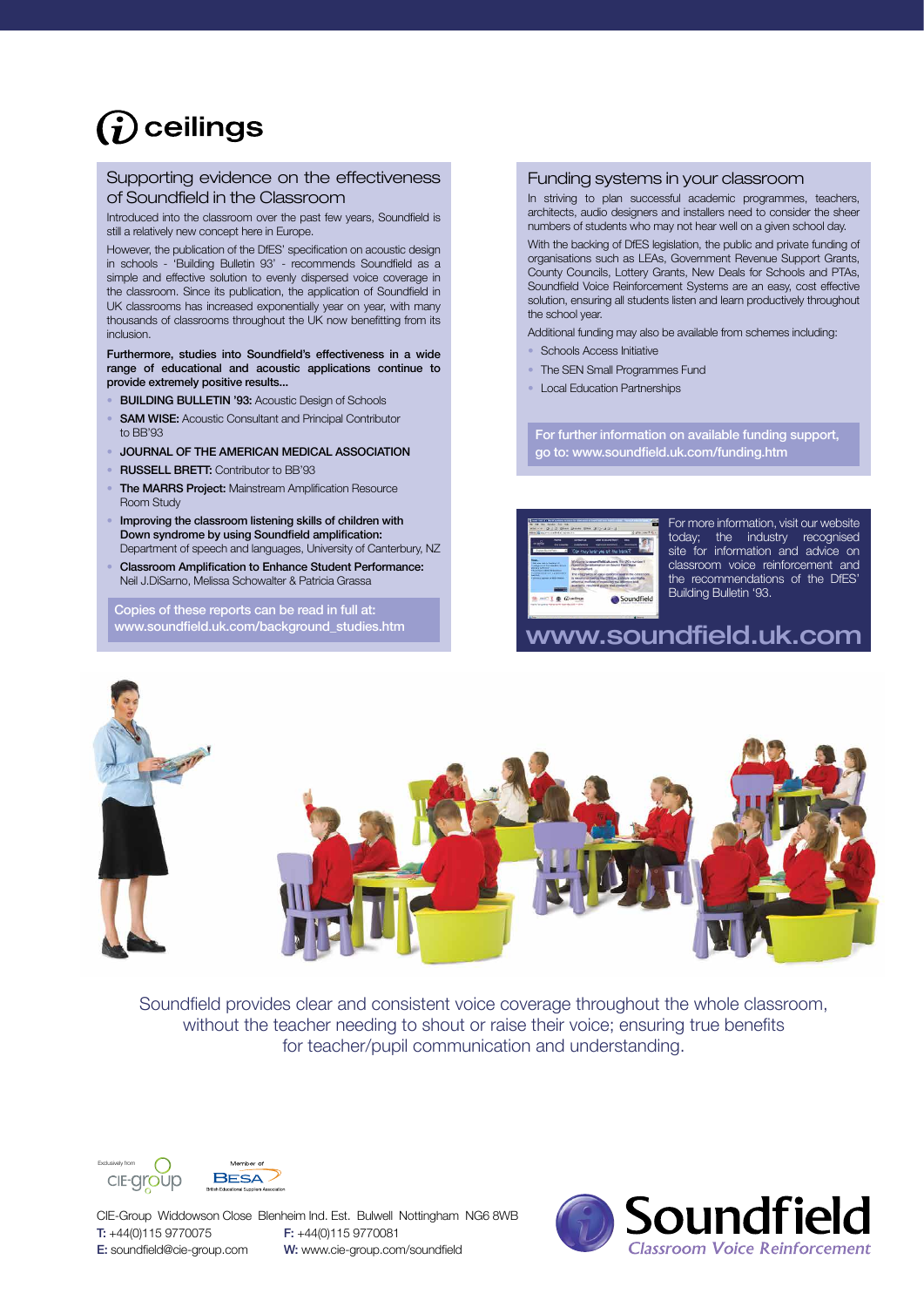# ceilings

## Supporting evidence on the effectiveness of Soundfield in the Classroom

Introduced into the classroom over the past few years, Soundfield is still a relatively new concept here in Europe.

However, the publication of the DfES' specification on acoustic design in schools - 'Building Bulletin 93' - recommends Soundfield as a simple and effective solution to evenly dispersed voice coverage in the classroom. Since its publication, the application of Soundfield in UK classrooms has increased exponentially year on year, with many thousands of classrooms throughout the UK now benefitting from its inclusion.

**Furthermore, studies into Soundfield's effectiveness in a wide range of educational and acoustic applications continue to provide extremely positive results...**

- **BUILDING BULLETIN '93:** Acoustic Design of Schools
- **SAM WISE:** Acoustic Consultant and Principal Contributor to BB'93
- **JOURNAL OF THE AMERICAN MEDICAL ASSOCIATION**
- **RUSSELL BRETT:** Contributor to BB'93
- **The MARRS Project:** Mainstream Amplification Resource Room Study
- **Improving the classroom listening skills of children with Down syndrome by using Soundfield amplification:** Department of speech and languages, University of Canterbury, NZ
- **Classroom Amplification to Enhance Student Performance:** Neil J.DiSarno, Melissa Schowalter & Patricia Grassa

**Copies of these reports can be read in full at: www.soundfield.uk.com/background_studies.htm**

## Funding systems in your classroom

In striving to plan successful academic programmes, teachers, architects, audio designers and installers need to consider the sheer numbers of students who may not hear well on a given school day.

With the backing of DfES legislation, the public and private funding of organisations such as LEAs, Government Revenue Support Grants, County Councils, Lottery Grants, New Deals for Schools and PTAs, Soundfield Voice Reinforcement Systems are an easy, cost effective solution, ensuring all students listen and learn productively throughout the school year.

Additional funding may also be available from schemes including:

- Schools Access Initiative
- The SEN Small Programmes Fund
- Local Education Partnerships

**For further information on available funding support, go to: www.soundfield.uk.com/funding.htm**

For more information, visit our website today; the industry recognised site for information and advice on classroom voice reinforcement and the recommendations of the DfES' Building Bulletin '93.

**www.soundfield.uk.com**

Soundfield provides clear and consistent voice coverage throughout the whole classroom, without the teacher needing to shout or raise their voice; ensuring true benefits for teacher/pupil communication and understanding.

Exclusively from CIE-group

Member of BESA British Educational Suppliers Association

CIE-Group Widdowson Close Blenheim Ind. Est. Bulwell Nottingham NG6 8WB
**T:** +44(0)115 9770075 **F:** +44(0)115 9770081
**E:** soundfield@cie-group.com **W:** www.cie-group.com/soundfield

**Soundfield**
*Classroom Voice Reinforcement*